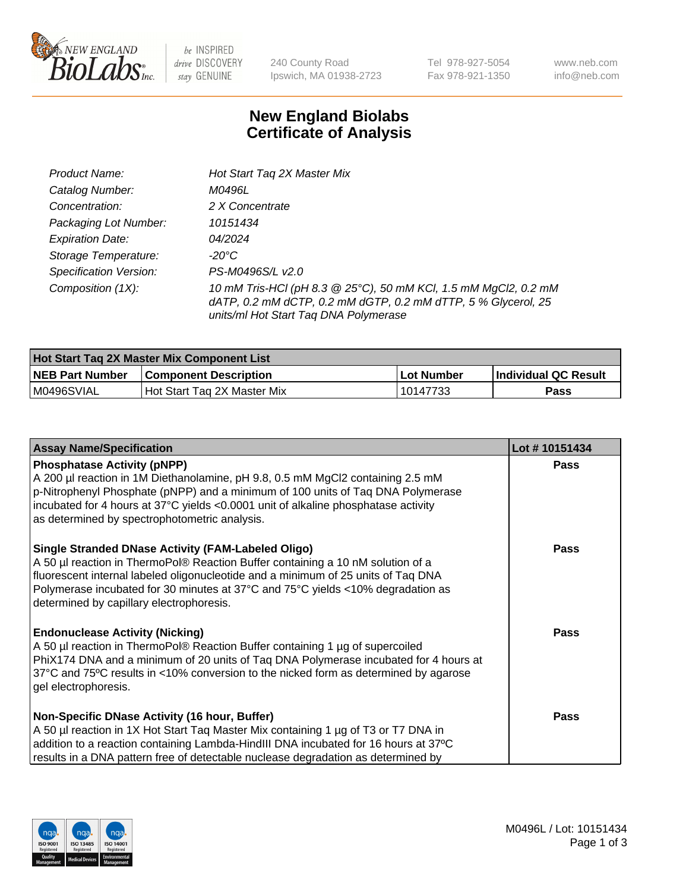# New England Biolabs
# Certificate of Analysis

| | |
|---|---|
| *Product Name:* | *Hot Start Taq 2X Master Mix* |
| *Catalog Number:* | *M0496L* |
| *Concentration:* | *2 X Concentrate* |
| *Packaging Lot Number:* | *10151434* |
| *Expiration Date:* | *04/2024* |
| *Storage Temperature:* | *-20°C* |
| *Specification Version:* | *PS-M0496S/L v2.0* |
| *Composition (1X):* | *10 mM Tris-HCl (pH 8.3 @ 25°C), 50 mM KCl, 1.5 mM MgCl2, 0.2 mM dATP, 0.2 mM dCTP, 0.2 mM dGTP, 0.2 mM dTTP, 5 % Glycerol, 25 units/ml Hot Start Taq DNA Polymerase* |

| Hot Start Taq 2X Master Mix Component List | | | |
|---|---|---|---|
| **NEB Part Number** | **Component Description** | **Lot Number** | **Individual QC Result** |
| M0496SVIAL | Hot Start Taq 2X Master Mix | 10147733 | **Pass** |

| Assay Name/Specification | Lot # 10151434 |
|---|---|
| **Phosphatase Activity (pNPP)**<br>A 200 µl reaction in 1M Diethanolamine, pH 9.8, 0.5 mM MgCl2 containing 2.5 mM p-Nitrophenyl Phosphate (pNPP) and a minimum of 100 units of Taq DNA Polymerase incubated for 4 hours at 37°C yields <0.0001 unit of alkaline phosphatase activity as determined by spectrophotometric analysis. | **Pass** |
| **Single Stranded DNase Activity (FAM-Labeled Oligo)**<br>A 50 µl reaction in ThermoPol® Reaction Buffer containing a 10 nM solution of a fluorescent internal labeled oligonucleotide and a minimum of 25 units of Taq DNA Polymerase incubated for 30 minutes at 37°C and 75°C yields <10% degradation as determined by capillary electrophoresis. | **Pass** |
| **Endonuclease Activity (Nicking)**<br>A 50 µl reaction in ThermoPol® Reaction Buffer containing 1 µg of supercoiled PhiX174 DNA and a minimum of 20 units of Taq DNA Polymerase incubated for 4 hours at 37°C and 75ºC results in <10% conversion to the nicked form as determined by agarose gel electrophoresis. | **Pass** |
| **Non-Specific DNase Activity (16 hour, Buffer)**<br>A 50 µl reaction in 1X Hot Start Taq Master Mix containing 1 µg of T3 or T7 DNA in addition to a reaction containing Lambda-HindIII DNA incubated for 16 hours at 37ºC results in a DNA pattern free of detectable nuclease degradation as determined by | **Pass** |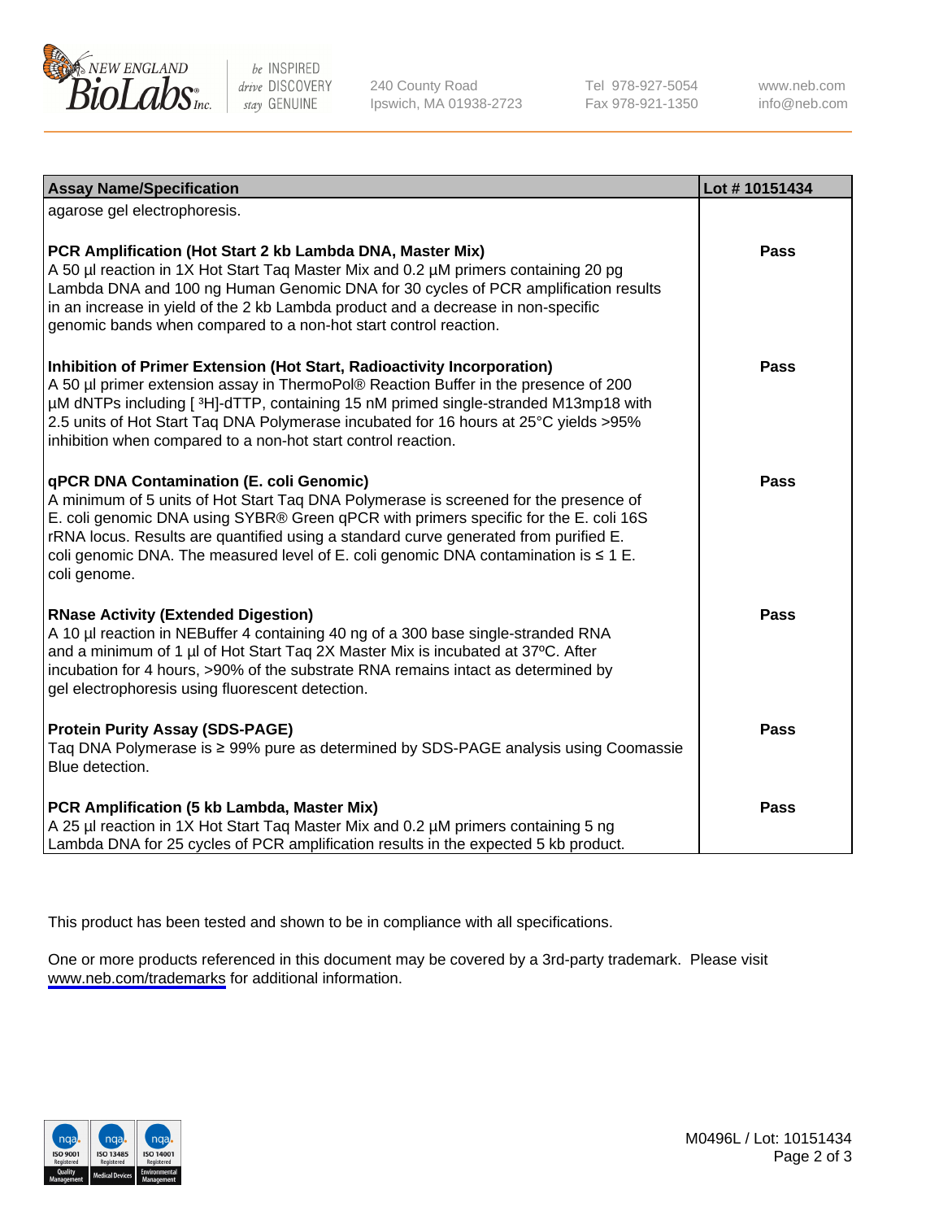| Assay Name/Specification | Lot # 10151434 |
|---|---|
| agarose gel electrophoresis. | |
| **PCR Amplification (Hot Start 2 kb Lambda DNA, Master Mix)**<br>A 50 µl reaction in 1X Hot Start Taq Master Mix and 0.2 µM primers containing 20 pg Lambda DNA and 100 ng Human Genomic DNA for 30 cycles of PCR amplification results in an increase in yield of the 2 kb Lambda product and a decrease in non-specific genomic bands when compared to a non-hot start control reaction. | **Pass** |
| **Inhibition of Primer Extension (Hot Start, Radioactivity Incorporation)**<br>A 50 µl primer extension assay in ThermoPol® Reaction Buffer in the presence of 200 µM dNTPs including [ $^3$H]-dTTP, containing 15 nM primed single-stranded M13mp18 with 2.5 units of Hot Start Taq DNA Polymerase incubated for 16 hours at 25°C yields >95% inhibition when compared to a non-hot start control reaction. | **Pass** |
| **qPCR DNA Contamination (E. coli Genomic)**<br>A minimum of 5 units of Hot Start Taq DNA Polymerase is screened for the presence of E. coli genomic DNA using SYBR® Green qPCR with primers specific for the E. coli 16S rRNA locus. Results are quantified using a standard curve generated from purified E. coli genomic DNA. The measured level of E. coli genomic DNA contamination is ≤ 1 E. coli genome. | **Pass** |
| **RNase Activity (Extended Digestion)**<br>A 10 µl reaction in NEBuffer 4 containing 40 ng of a 300 base single-stranded RNA and a minimum of 1 µl of Hot Start Taq 2X Master Mix is incubated at 37ºC. After incubation for 4 hours, >90% of the substrate RNA remains intact as determined by gel electrophoresis using fluorescent detection. | **Pass** |
| **Protein Purity Assay (SDS-PAGE)**<br>Taq DNA Polymerase is ≥ 99% pure as determined by SDS-PAGE analysis using Coomassie Blue detection. | **Pass** |
| **PCR Amplification (5 kb Lambda, Master Mix)**<br>A 25 µl reaction in 1X Hot Start Taq Master Mix and 0.2 µM primers containing 5 ng Lambda DNA for 25 cycles of PCR amplification results in the expected 5 kb product. | **Pass** |

This product has been tested and shown to be in compliance with all specifications.

One or more products referenced in this document may be covered by a 3rd-party trademark. Please visit www.neb.com/trademarks for additional information.

M0496L / Lot: 10151434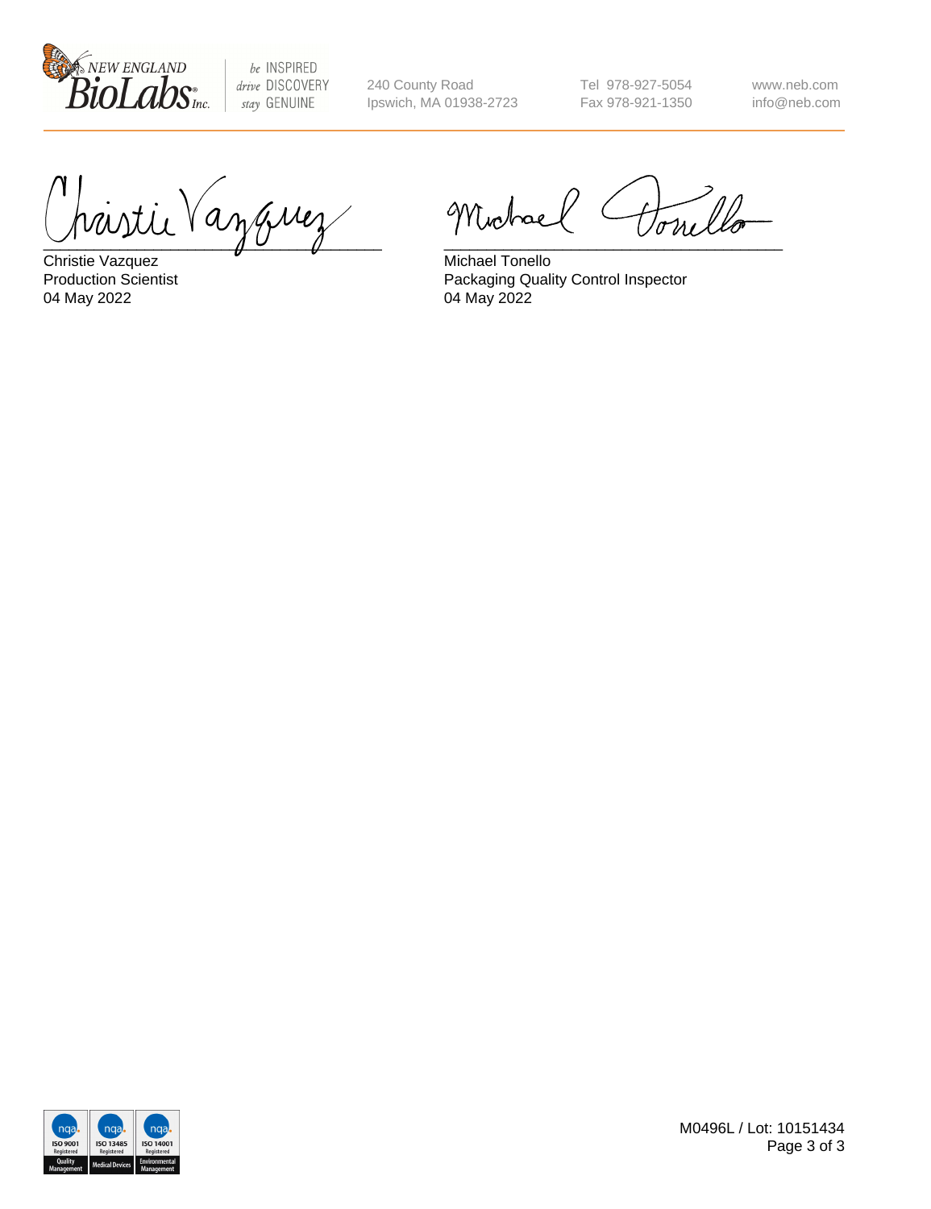Christie Vazquez
Production Scientist
04 May 2022

Michael Tonello
Packaging Quality Control Inspector
04 May 2022